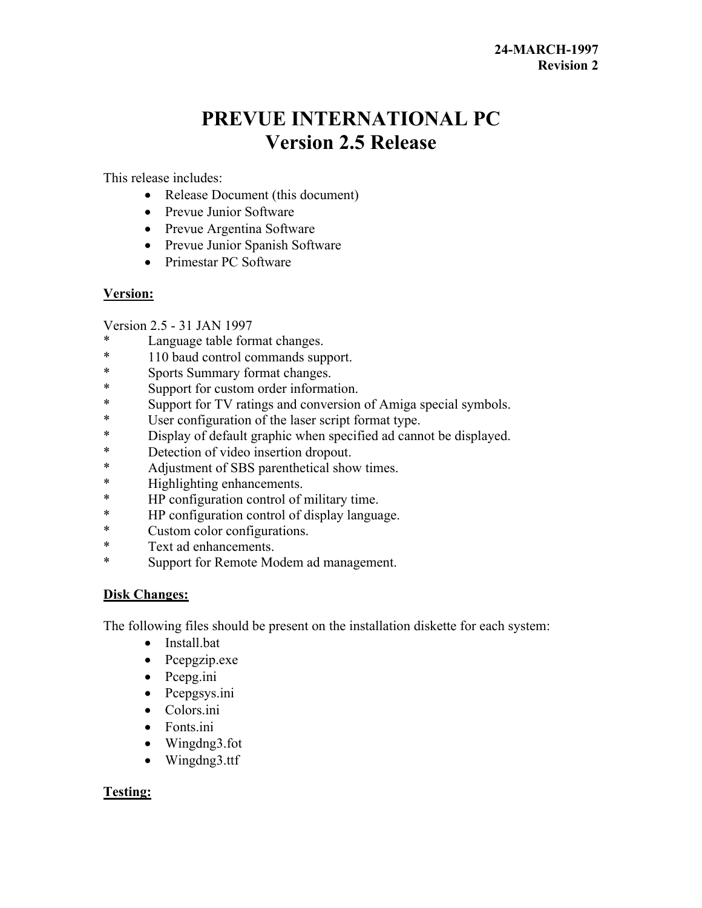**24-MARCH-1997**
**Revision 2**

# PREVUE INTERNATIONAL PC
# Version 2.5 Release

This release includes:

- Release Document (this document)
- Prevue Junior Software
- Prevue Argentina Software
- Prevue Junior Spanish Software
- Primestar PC Software

**<u>Version:</u>**

Version 2.5 - 31 JAN 1997

* Language table format changes.
* 110 baud control commands support.
* Sports Summary format changes.
* Support for custom order information.
* Support for TV ratings and conversion of Amiga special symbols.
* User configuration of the laser script format type.
* Display of default graphic when specified ad cannot be displayed.
* Detection of video insertion dropout.
* Adjustment of SBS parenthetical show times.
* Highlighting enhancements.
* HP configuration control of military time.
* HP configuration control of display language.
* Custom color configurations.
* Text ad enhancements.
* Support for Remote Modem ad management.

**<u>Disk Changes:</u>**

The following files should be present on the installation diskette for each system:

- Install.bat
- Pcepgzip.exe
- Pcepg.ini
- Pcepgsys.ini
- Colors.ini
- Fonts.ini
- Wingdng3.fot
- Wingdng3.ttf

**<u>Testing:</u>**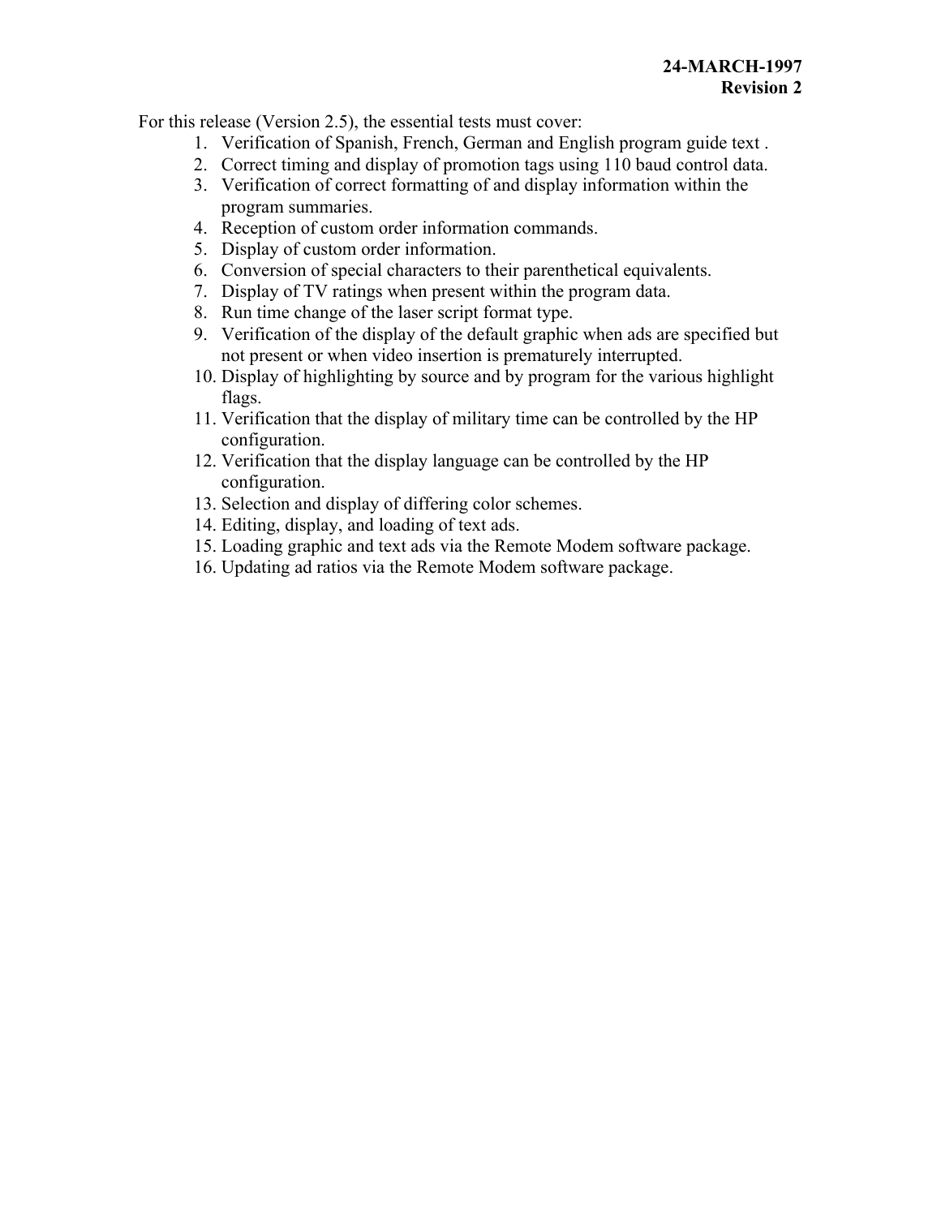**24-MARCH-1997**
**Revision 2**

For this release (Version 2.5), the essential tests must cover:

1. Verification of Spanish, French, German and English program guide text .
2. Correct timing and display of promotion tags using 110 baud control data.
3. Verification of correct formatting of and display information within the program summaries.
4. Reception of custom order information commands.
5. Display of custom order information.
6. Conversion of special characters to their parenthetical equivalents.
7. Display of TV ratings when present within the program data.
8. Run time change of the laser script format type.
9. Verification of the display of the default graphic when ads are specified but not present or when video insertion is prematurely interrupted.
10. Display of highlighting by source and by program for the various highlight flags.
11. Verification that the display of military time can be controlled by the HP configuration.
12. Verification that the display language can be controlled by the HP configuration.
13. Selection and display of differing color schemes.
14. Editing, display, and loading of text ads.
15. Loading graphic and text ads via the Remote Modem software package.
16. Updating ad ratios via the Remote Modem software package.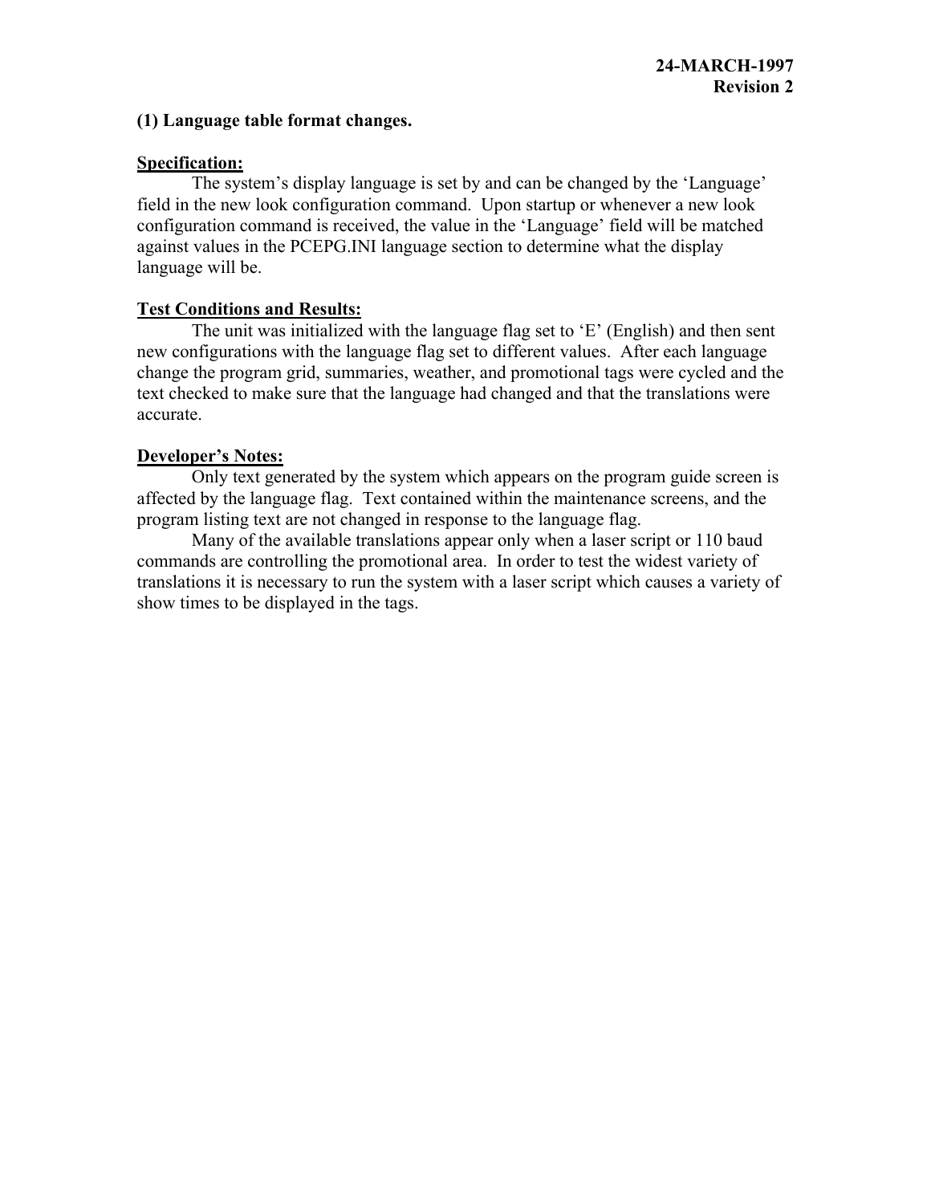**24-MARCH-1997**
**Revision 2**

**(1) Language table format changes.**

**Specification:**

The system's display language is set by and can be changed by the 'Language' field in the new look configuration command. Upon startup or whenever a new look configuration command is received, the value in the 'Language' field will be matched against values in the PCEPG.INI language section to determine what the display language will be.

**Test Conditions and Results:**

The unit was initialized with the language flag set to 'E' (English) and then sent new configurations with the language flag set to different values. After each language change the program grid, summaries, weather, and promotional tags were cycled and the text checked to make sure that the language had changed and that the translations were accurate.

**Developer's Notes:**

Only text generated by the system which appears on the program guide screen is affected by the language flag. Text contained within the maintenance screens, and the program listing text are not changed in response to the language flag.

Many of the available translations appear only when a laser script or 110 baud commands are controlling the promotional area. In order to test the widest variety of translations it is necessary to run the system with a laser script which causes a variety of show times to be displayed in the tags.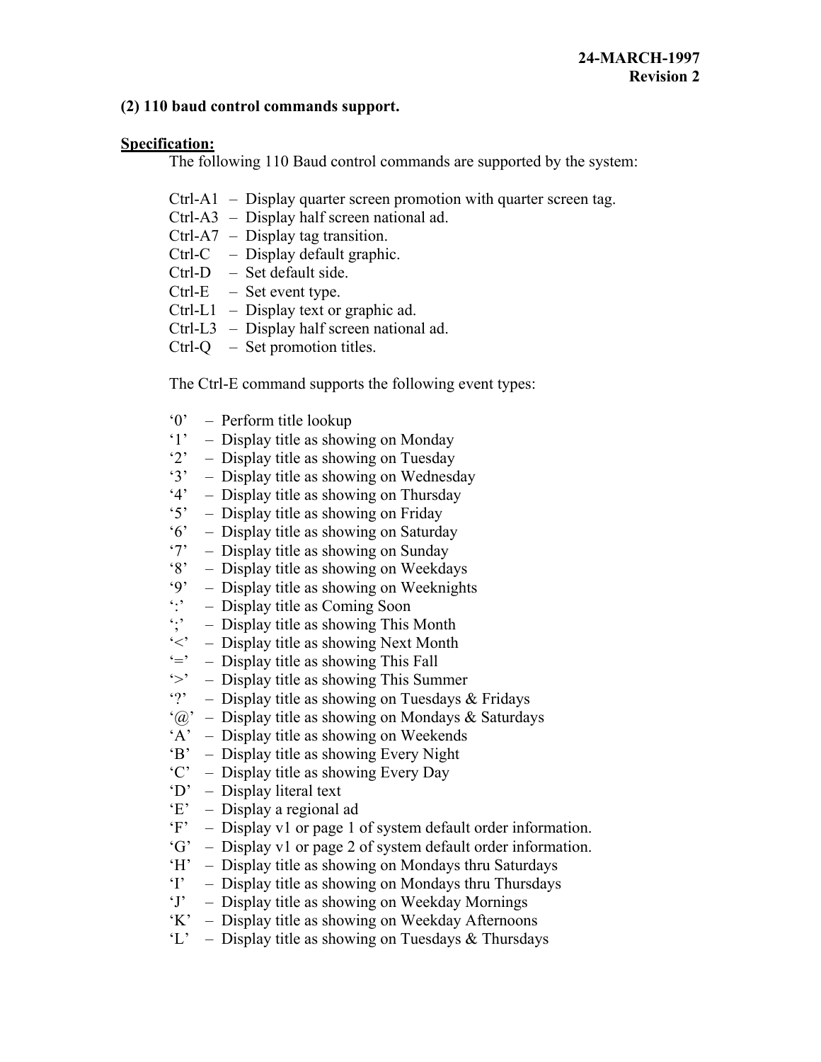**24-MARCH-1997**
**Revision 2**

**(2) 110 baud control commands support.**

**<u>Specification:</u>**

The following 110 Baud control commands are supported by the system:

- Ctrl-A1 – Display quarter screen promotion with quarter screen tag.
- Ctrl-A3 – Display half screen national ad.
- Ctrl-A7 – Display tag transition.
- Ctrl-C – Display default graphic.
- Ctrl-D – Set default side.
- Ctrl-E – Set event type.
- Ctrl-L1 – Display text or graphic ad.
- Ctrl-L3 – Display half screen national ad.
- Ctrl-Q – Set promotion titles.

The Ctrl-E command supports the following event types:

- ‘0’ – Perform title lookup
- ‘1’ – Display title as showing on Monday
- ‘2’ – Display title as showing on Tuesday
- ‘3’ – Display title as showing on Wednesday
- ‘4’ – Display title as showing on Thursday
- ‘5’ – Display title as showing on Friday
- ‘6’ – Display title as showing on Saturday
- ‘7’ – Display title as showing on Sunday
- ‘8’ – Display title as showing on Weekdays
- ‘9’ – Display title as showing on Weeknights
- ‘:’ – Display title as Coming Soon
- ‘;’ – Display title as showing This Month
- ‘<’ – Display title as showing Next Month
- ‘=’ – Display title as showing This Fall
- ‘>’ – Display title as showing This Summer
- ‘?’ – Display title as showing on Tuesdays & Fridays
- ‘@’ – Display title as showing on Mondays & Saturdays
- ‘A’ – Display title as showing on Weekends
- ‘B’ – Display title as showing Every Night
- ‘C’ – Display title as showing Every Day
- ‘D’ – Display literal text
- ‘E’ – Display a regional ad
- ‘F’ – Display v1 or page 1 of system default order information.
- ‘G’ – Display v1 or page 2 of system default order information.
- ‘H’ – Display title as showing on Mondays thru Saturdays
- ‘I’ – Display title as showing on Mondays thru Thursdays
- ‘J’ – Display title as showing on Weekday Mornings
- ‘K’ – Display title as showing on Weekday Afternoons
- ‘L’ – Display title as showing on Tuesdays & Thursdays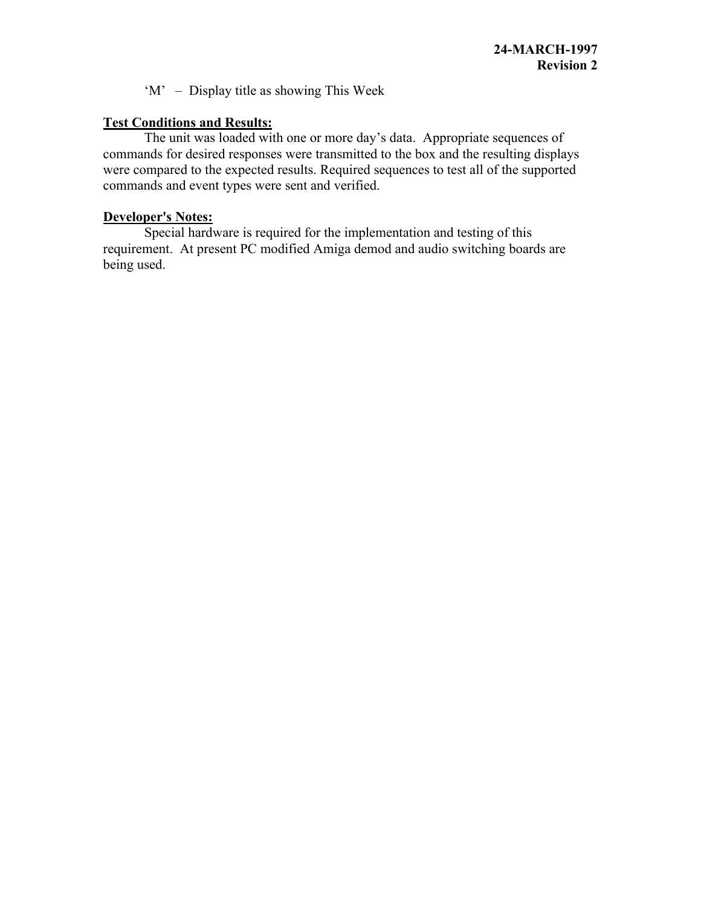'M' – Display title as showing This Week

**Test Conditions and Results:**

The unit was loaded with one or more day's data. Appropriate sequences of commands for desired responses were transmitted to the box and the resulting displays were compared to the expected results. Required sequences to test all of the supported commands and event types were sent and verified.

**Developer's Notes:**

Special hardware is required for the implementation and testing of this requirement. At present PC modified Amiga demod and audio switching boards are being used.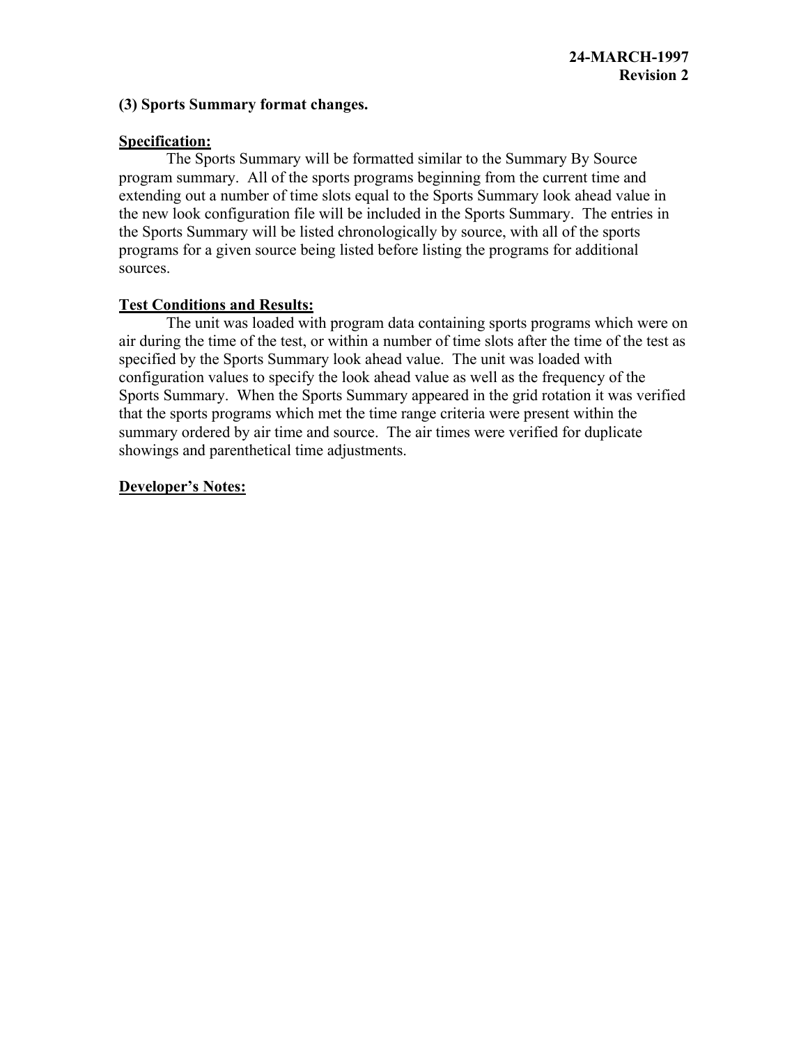**24-MARCH-1997**
**Revision 2**

**(3) Sports Summary format changes.**

**Specification:**

The Sports Summary will be formatted similar to the Summary By Source program summary. All of the sports programs beginning from the current time and extending out a number of time slots equal to the Sports Summary look ahead value in the new look configuration file will be included in the Sports Summary. The entries in the Sports Summary will be listed chronologically by source, with all of the sports programs for a given source being listed before listing the programs for additional sources.

**Test Conditions and Results:**

The unit was loaded with program data containing sports programs which were on air during the time of the test, or within a number of time slots after the time of the test as specified by the Sports Summary look ahead value. The unit was loaded with configuration values to specify the look ahead value as well as the frequency of the Sports Summary. When the Sports Summary appeared in the grid rotation it was verified that the sports programs which met the time range criteria were present within the summary ordered by air time and source. The air times were verified for duplicate showings and parenthetical time adjustments.

**Developer's Notes:**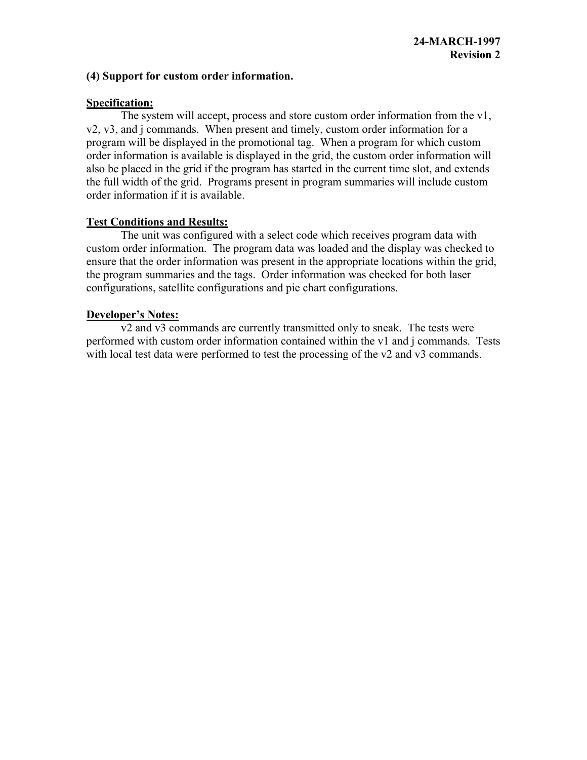**24-MARCH-1997**
**Revision 2**

**(4) Support for custom order information.**

**Specification:**

The system will accept, process and store custom order information from the v1, v2, v3, and j commands. When present and timely, custom order information for a program will be displayed in the promotional tag. When a program for which custom order information is available is displayed in the grid, the custom order information will also be placed in the grid if the program has started in the current time slot, and extends the full width of the grid. Programs present in program summaries will include custom order information if it is available.

**Test Conditions and Results:**

The unit was configured with a select code which receives program data with custom order information. The program data was loaded and the display was checked to ensure that the order information was present in the appropriate locations within the grid, the program summaries and the tags. Order information was checked for both laser configurations, satellite configurations and pie chart configurations.

**Developer's Notes:**

v2 and v3 commands are currently transmitted only to sneak. The tests were performed with custom order information contained within the v1 and j commands. Tests with local test data were performed to test the processing of the v2 and v3 commands.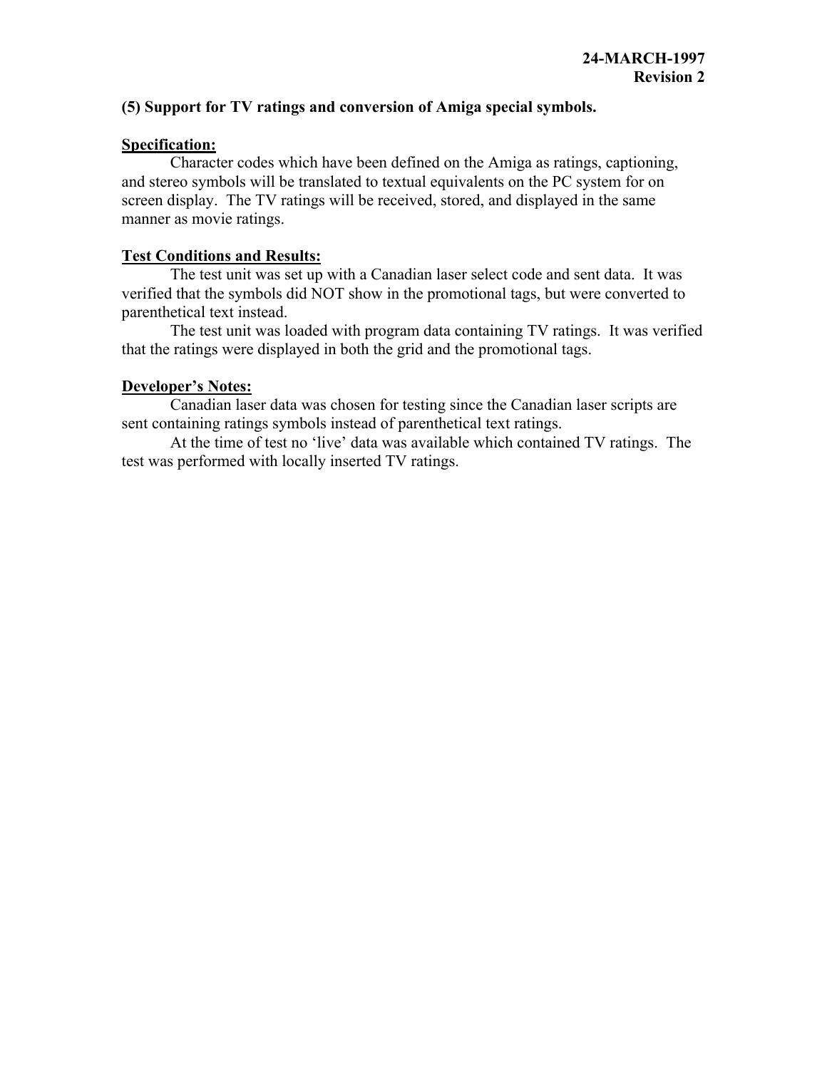**24-MARCH-1997**
**Revision 2**

**(5) Support for TV ratings and conversion of Amiga special symbols.**

**Specification:**

Character codes which have been defined on the Amiga as ratings, captioning, and stereo symbols will be translated to textual equivalents on the PC system for on screen display. The TV ratings will be received, stored, and displayed in the same manner as movie ratings.

**Test Conditions and Results:**

The test unit was set up with a Canadian laser select code and sent data. It was verified that the symbols did NOT show in the promotional tags, but were converted to parenthetical text instead.

The test unit was loaded with program data containing TV ratings. It was verified that the ratings were displayed in both the grid and the promotional tags.

**Developer's Notes:**

Canadian laser data was chosen for testing since the Canadian laser scripts are sent containing ratings symbols instead of parenthetical text ratings.

At the time of test no 'live' data was available which contained TV ratings. The test was performed with locally inserted TV ratings.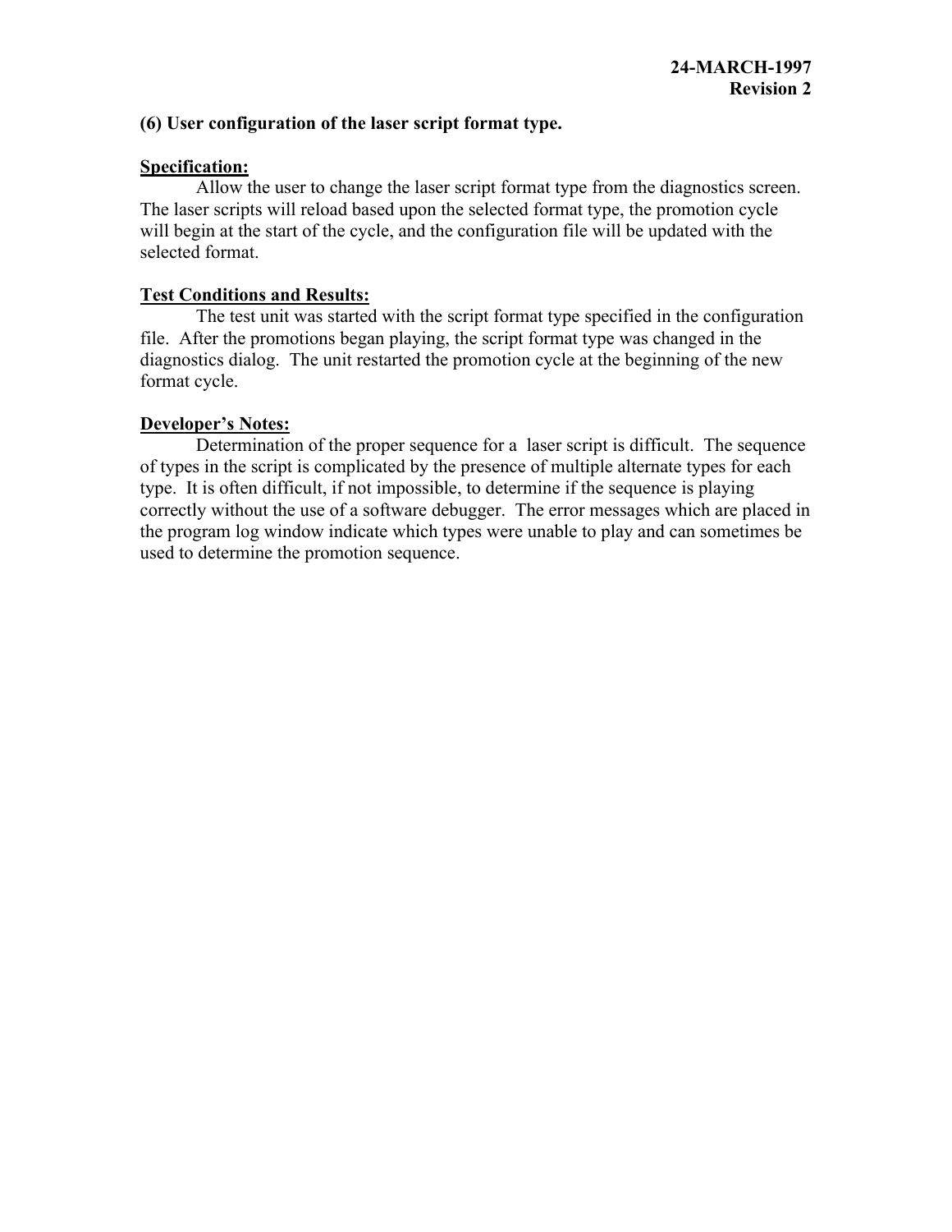**(6) User configuration of the laser script format type.**

**<u>Specification:</u>**

Allow the user to change the laser script format type from the diagnostics screen. The laser scripts will reload based upon the selected format type, the promotion cycle will begin at the start of the cycle, and the configuration file will be updated with the selected format.

**<u>Test Conditions and Results:</u>**

The test unit was started with the script format type specified in the configuration file. After the promotions began playing, the script format type was changed in the diagnostics dialog. The unit restarted the promotion cycle at the beginning of the new format cycle.

**<u>Developer's Notes:</u>**

Determination of the proper sequence for a laser script is difficult. The sequence of types in the script is complicated by the presence of multiple alternate types for each type. It is often difficult, if not impossible, to determine if the sequence is playing correctly without the use of a software debugger. The error messages which are placed in the program log window indicate which types were unable to play and can sometimes be used to determine the promotion sequence.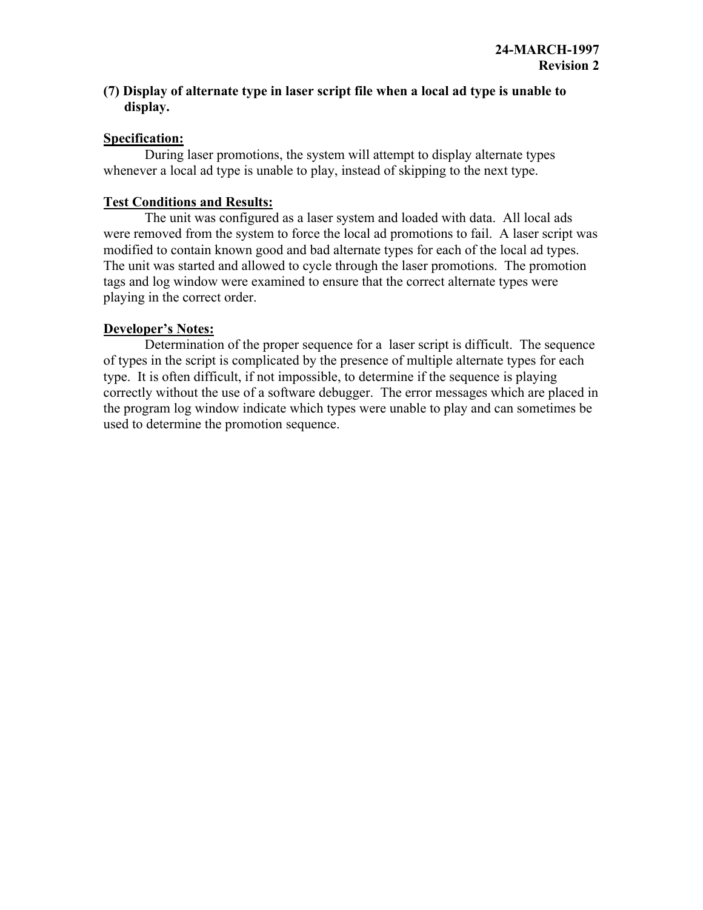**24-MARCH-1997**
**Revision 2**

### (7) Display of alternate type in laser script file when a local ad type is unable to display.

**Specification:**

During laser promotions, the system will attempt to display alternate types whenever a local ad type is unable to play, instead of skipping to the next type.

**Test Conditions and Results:**

The unit was configured as a laser system and loaded with data. All local ads were removed from the system to force the local ad promotions to fail. A laser script was modified to contain known good and bad alternate types for each of the local ad types. The unit was started and allowed to cycle through the laser promotions. The promotion tags and log window were examined to ensure that the correct alternate types were playing in the correct order.

**Developer's Notes:**

Determination of the proper sequence for a laser script is difficult. The sequence of types in the script is complicated by the presence of multiple alternate types for each type. It is often difficult, if not impossible, to determine if the sequence is playing correctly without the use of a software debugger. The error messages which are placed in the program log window indicate which types were unable to play and can sometimes be used to determine the promotion sequence.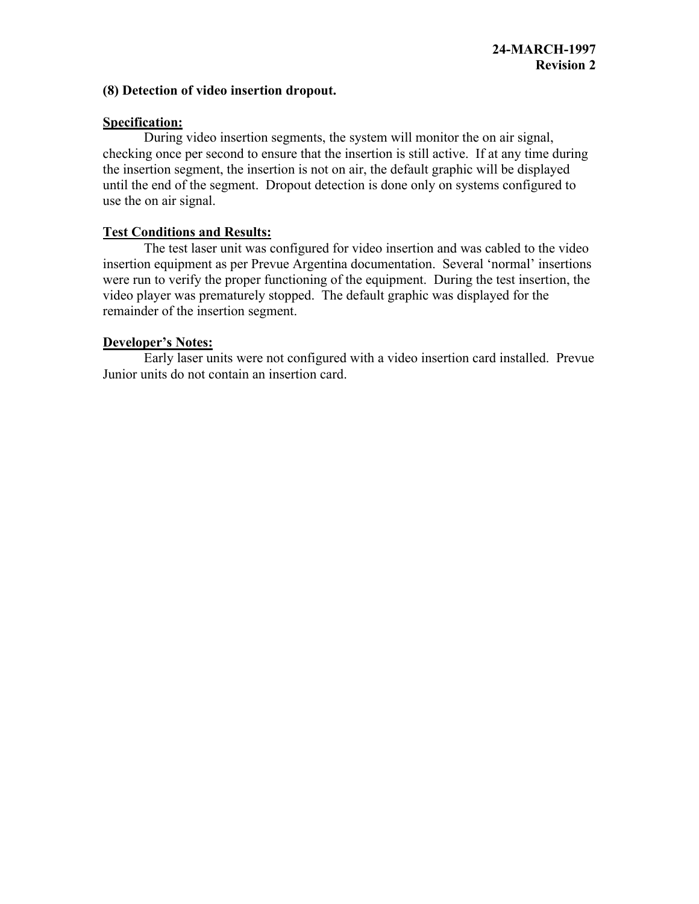**24-MARCH-1997**
**Revision 2**

**(8) Detection of video insertion dropout.**

**Specification:**

During video insertion segments, the system will monitor the on air signal, checking once per second to ensure that the insertion is still active. If at any time during the insertion segment, the insertion is not on air, the default graphic will be displayed until the end of the segment. Dropout detection is done only on systems configured to use the on air signal.

**Test Conditions and Results:**

The test laser unit was configured for video insertion and was cabled to the video insertion equipment as per Prevue Argentina documentation. Several 'normal' insertions were run to verify the proper functioning of the equipment. During the test insertion, the video player was prematurely stopped. The default graphic was displayed for the remainder of the insertion segment.

**Developer's Notes:**

Early laser units were not configured with a video insertion card installed. Prevue Junior units do not contain an insertion card.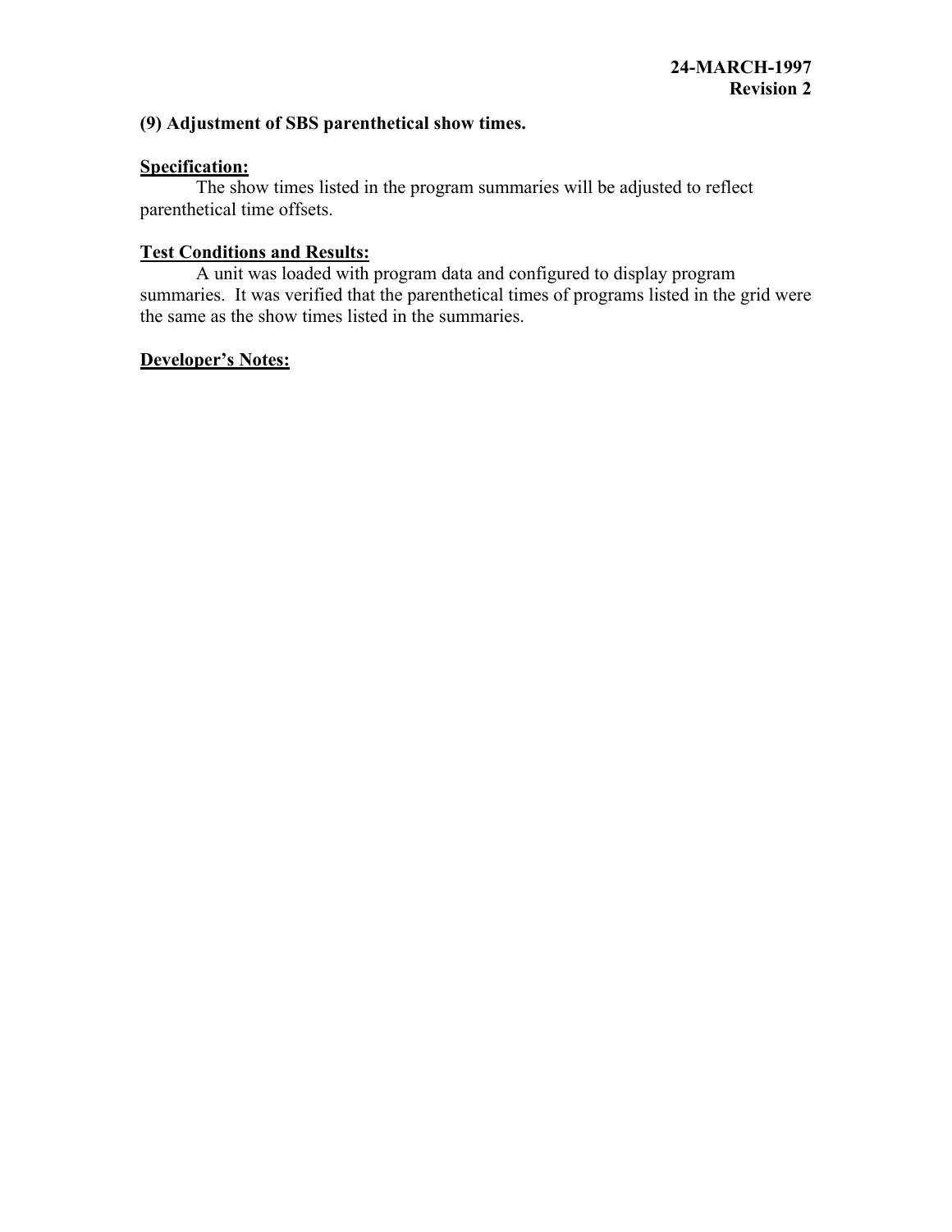**24-MARCH-1997**
**Revision 2**

**(9) Adjustment of SBS parenthetical show times.**

**Specification:**

The show times listed in the program summaries will be adjusted to reflect parenthetical time offsets.

**Test Conditions and Results:**

A unit was loaded with program data and configured to display program summaries. It was verified that the parenthetical times of programs listed in the grid were the same as the show times listed in the summaries.

**Developer's Notes:**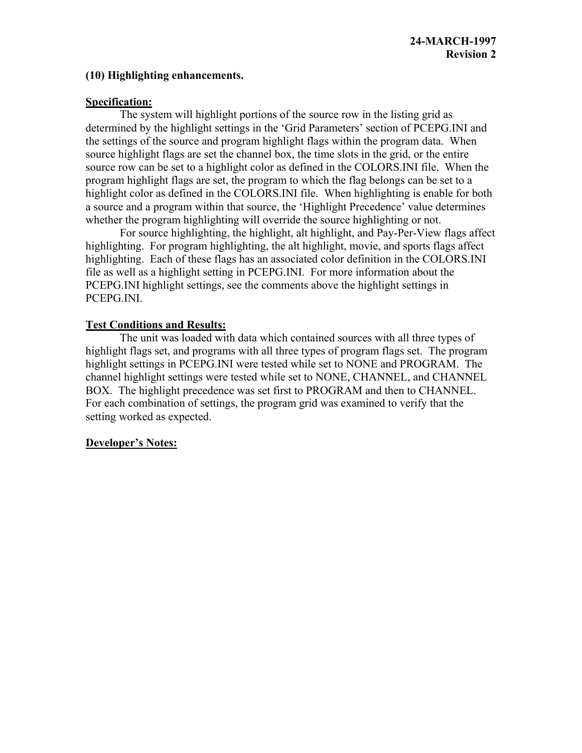**24-MARCH-1997**
**Revision 2**

**(10) Highlighting enhancements.**

**Specification:**

The system will highlight portions of the source row in the listing grid as determined by the highlight settings in the 'Grid Parameters' section of PCEPG.INI and the settings of the source and program highlight flags within the program data. When source highlight flags are set the channel box, the time slots in the grid, or the entire source row can be set to a highlight color as defined in the COLORS.INI file. When the program highlight flags are set, the program to which the flag belongs can be set to a highlight color as defined in the COLORS.INI file. When highlighting is enable for both a source and a program within that source, the 'Highlight Precedence' value determines whether the program highlighting will override the source highlighting or not.

For source highlighting, the highlight, alt highlight, and Pay-Per-View flags affect highlighting. For program highlighting, the alt highlight, movie, and sports flags affect highlighting. Each of these flags has an associated color definition in the COLORS.INI file as well as a highlight setting in PCEPG.INI. For more information about the PCEPG.INI highlight settings, see the comments above the highlight settings in PCEPG.INI.

**Test Conditions and Results:**

The unit was loaded with data which contained sources with all three types of highlight flags set, and programs with all three types of program flags set. The program highlight settings in PCEPG.INI were tested while set to NONE and PROGRAM. The channel highlight settings were tested while set to NONE, CHANNEL, and CHANNEL BOX. The highlight precedence was set first to PROGRAM and then to CHANNEL. For each combination of settings, the program grid was examined to verify that the setting worked as expected.

**Developer's Notes:**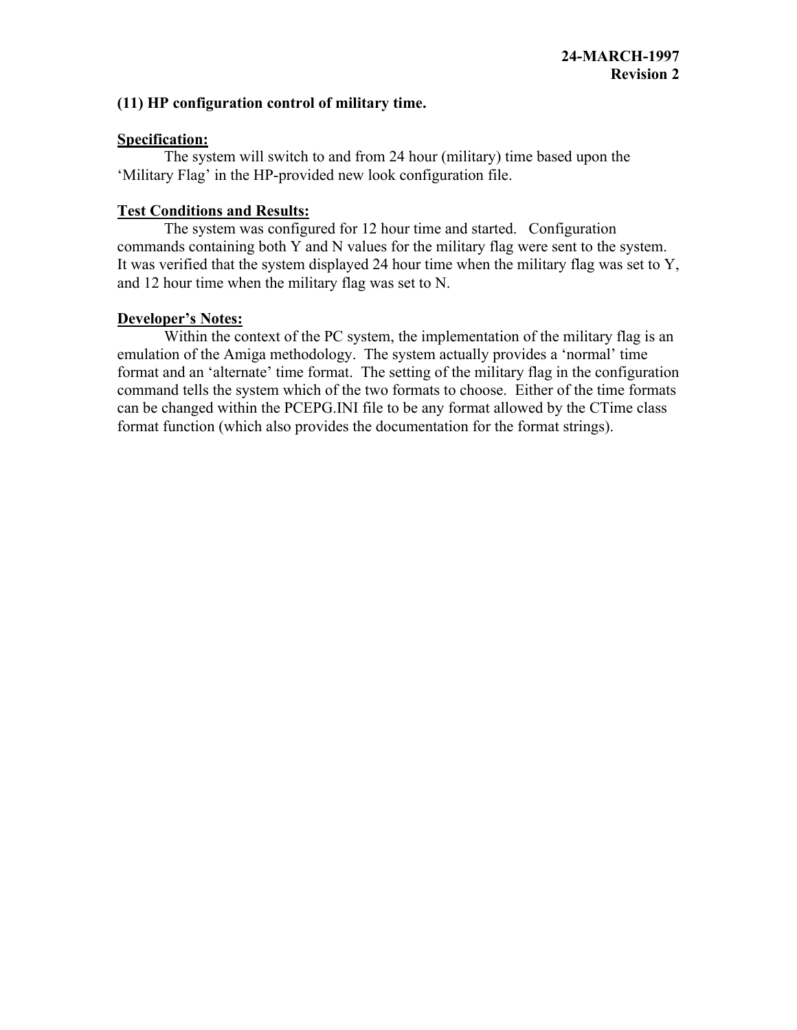**24-MARCH-1997**
**Revision 2**

**(11) HP configuration control of military time.**

**Specification:**

The system will switch to and from 24 hour (military) time based upon the 'Military Flag' in the HP-provided new look configuration file.

**Test Conditions and Results:**

The system was configured for 12 hour time and started. Configuration commands containing both Y and N values for the military flag were sent to the system. It was verified that the system displayed 24 hour time when the military flag was set to Y, and 12 hour time when the military flag was set to N.

**Developer's Notes:**

Within the context of the PC system, the implementation of the military flag is an emulation of the Amiga methodology. The system actually provides a 'normal' time format and an 'alternate' time format. The setting of the military flag in the configuration command tells the system which of the two formats to choose. Either of the time formats can be changed within the PCEPG.INI file to be any format allowed by the CTime class format function (which also provides the documentation for the format strings).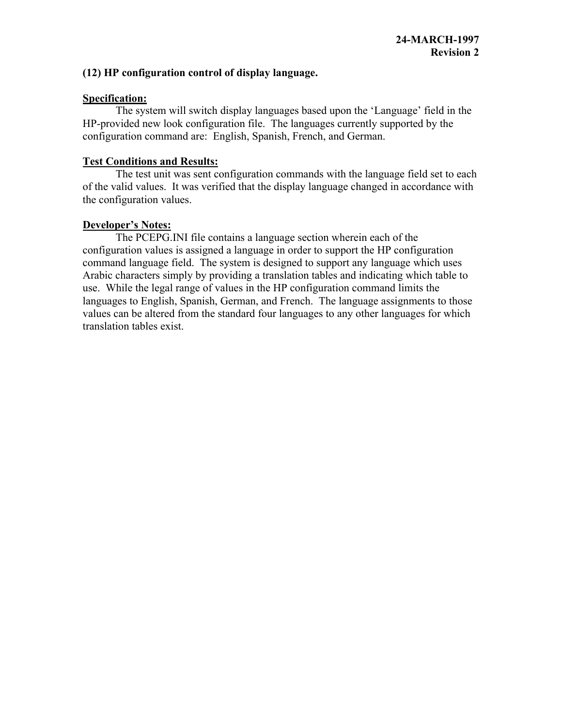**24-MARCH-1997**
**Revision 2**

**(12) HP configuration control of display language.**

**Specification:**

The system will switch display languages based upon the 'Language' field in the HP-provided new look configuration file. The languages currently supported by the configuration command are: English, Spanish, French, and German.

**Test Conditions and Results:**

The test unit was sent configuration commands with the language field set to each of the valid values. It was verified that the display language changed in accordance with the configuration values.

**Developer's Notes:**

The PCEPG.INI file contains a language section wherein each of the configuration values is assigned a language in order to support the HP configuration command language field. The system is designed to support any language which uses Arabic characters simply by providing a translation tables and indicating which table to use. While the legal range of values in the HP configuration command limits the languages to English, Spanish, German, and French. The language assignments to those values can be altered from the standard four languages to any other languages for which translation tables exist.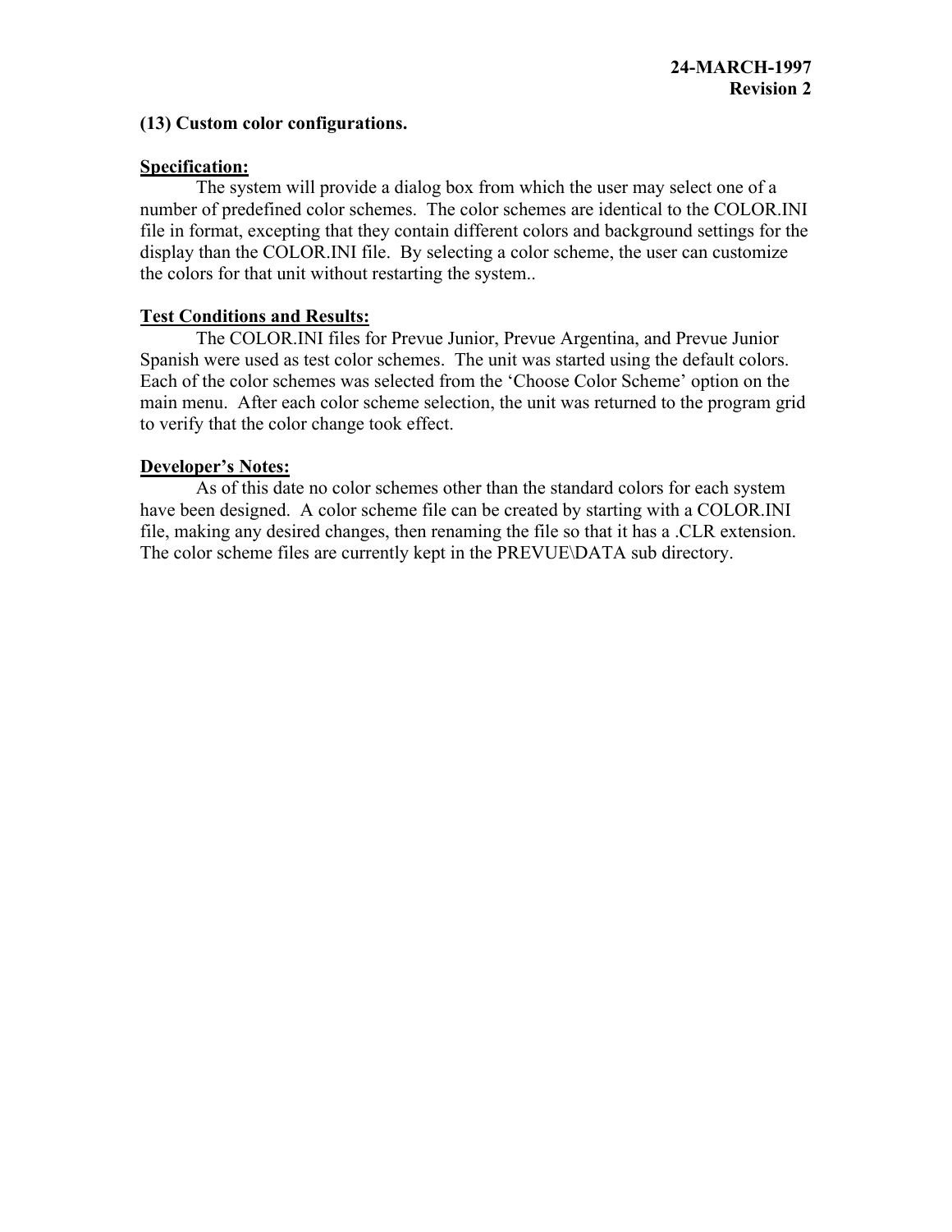**24-MARCH-1997**
**Revision 2**

**(13) Custom color configurations.**

**<u>Specification:</u>**

The system will provide a dialog box from which the user may select one of a number of predefined color schemes. The color schemes are identical to the COLOR.INI file in format, excepting that they contain different colors and background settings for the display than the COLOR.INI file. By selecting a color scheme, the user can customize the colors for that unit without restarting the system..

**<u>Test Conditions and Results:</u>**

The COLOR.INI files for Prevue Junior, Prevue Argentina, and Prevue Junior Spanish were used as test color schemes. The unit was started using the default colors. Each of the color schemes was selected from the 'Choose Color Scheme' option on the main menu. After each color scheme selection, the unit was returned to the program grid to verify that the color change took effect.

**<u>Developer's Notes:</u>**

As of this date no color schemes other than the standard colors for each system have been designed. A color scheme file can be created by starting with a COLOR.INI file, making any desired changes, then renaming the file so that it has a .CLR extension. The color scheme files are currently kept in the PREVUE\DATA sub directory.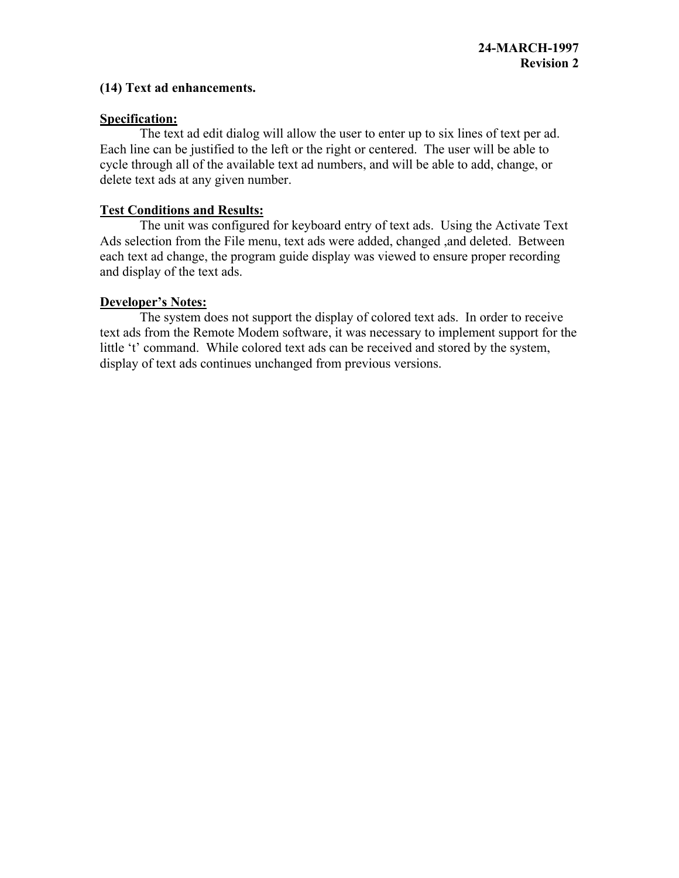**24-MARCH-1997**
**Revision 2**

**(14) Text ad enhancements.**

**Specification:**

The text ad edit dialog will allow the user to enter up to six lines of text per ad. Each line can be justified to the left or the right or centered. The user will be able to cycle through all of the available text ad numbers, and will be able to add, change, or delete text ads at any given number.

**Test Conditions and Results:**

The unit was configured for keyboard entry of text ads. Using the Activate Text Ads selection from the File menu, text ads were added, changed ,and deleted. Between each text ad change, the program guide display was viewed to ensure proper recording and display of the text ads.

**Developer's Notes:**

The system does not support the display of colored text ads. In order to receive text ads from the Remote Modem software, it was necessary to implement support for the little 't' command. While colored text ads can be received and stored by the system, display of text ads continues unchanged from previous versions.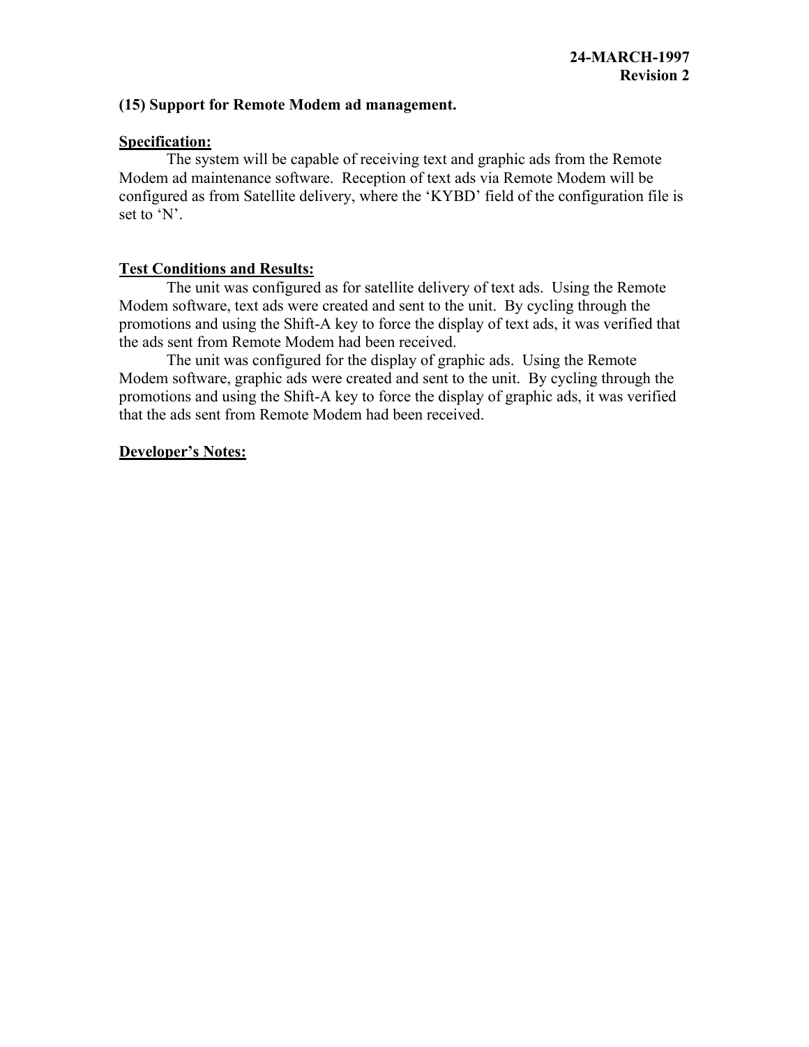**24-MARCH-1997**
**Revision 2**

**(15) Support for Remote Modem ad management.**

**Specification:**

The system will be capable of receiving text and graphic ads from the Remote Modem ad maintenance software. Reception of text ads via Remote Modem will be configured as from Satellite delivery, where the 'KYBD' field of the configuration file is set to 'N'.

**Test Conditions and Results:**

The unit was configured as for satellite delivery of text ads. Using the Remote Modem software, text ads were created and sent to the unit. By cycling through the promotions and using the Shift-A key to force the display of text ads, it was verified that the ads sent from Remote Modem had been received.

The unit was configured for the display of graphic ads. Using the Remote Modem software, graphic ads were created and sent to the unit. By cycling through the promotions and using the Shift-A key to force the display of graphic ads, it was verified that the ads sent from Remote Modem had been received.

**Developer's Notes:**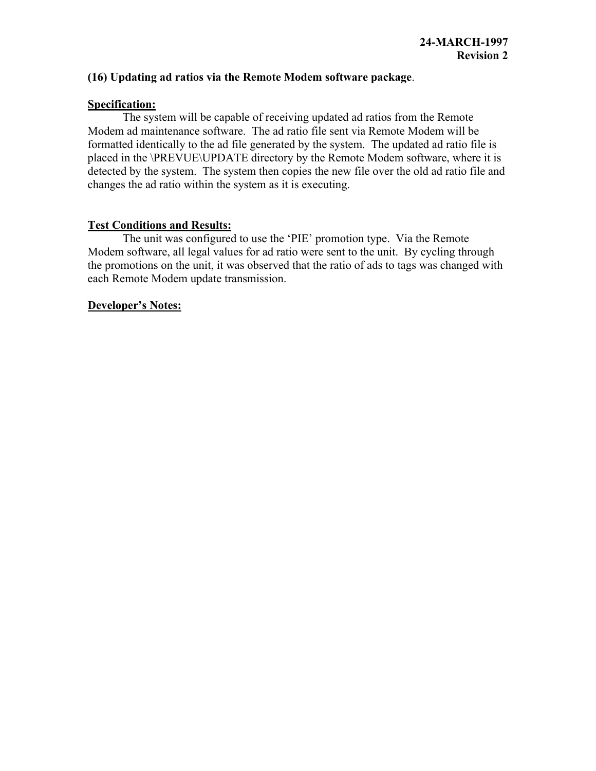**24-MARCH-1997**
**Revision 2**

**(16) Updating ad ratios via the Remote Modem software package**.

**Specification:**

The system will be capable of receiving updated ad ratios from the Remote Modem ad maintenance software. The ad ratio file sent via Remote Modem will be formatted identically to the ad file generated by the system. The updated ad ratio file is placed in the \PREVUE\UPDATE directory by the Remote Modem software, where it is detected by the system. The system then copies the new file over the old ad ratio file and changes the ad ratio within the system as it is executing.

**Test Conditions and Results:**

The unit was configured to use the 'PIE' promotion type. Via the Remote Modem software, all legal values for ad ratio were sent to the unit. By cycling through the promotions on the unit, it was observed that the ratio of ads to tags was changed with each Remote Modem update transmission.

**Developer's Notes:**